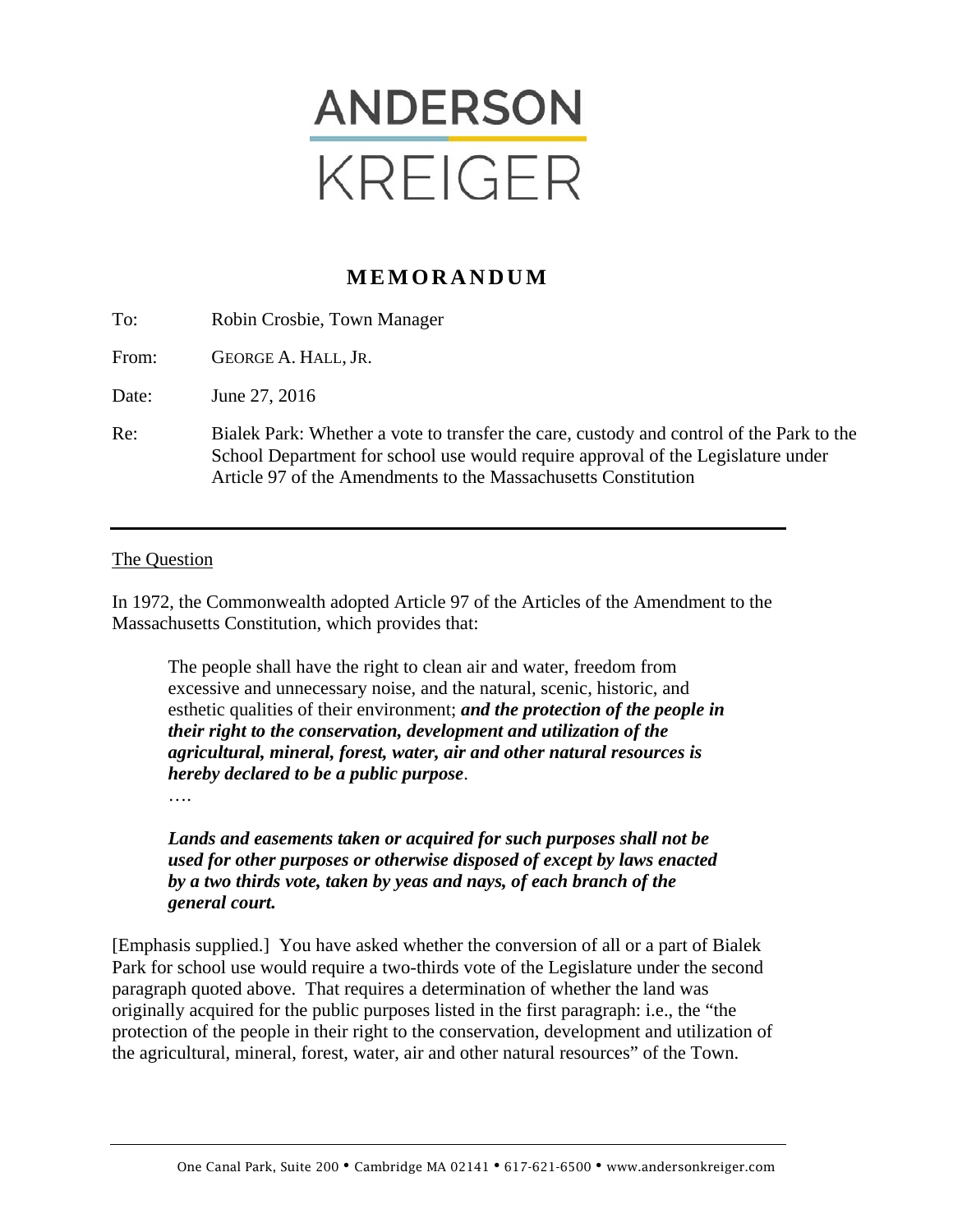ANDERSON
KREIGER

# MEMORANDUM

To: Robin Crosbie, Town Manager

From: GEORGE A. HALL, JR.

Date: June 27, 2016

Re: Bialek Park: Whether a vote to transfer the care, custody and control of the Park to the School Department for school use would require approval of the Legislature under Article 97 of the Amendments to the Massachusetts Constitution

---

## The Question

In 1972, the Commonwealth adopted Article 97 of the Articles of the Amendment to the Massachusetts Constitution, which provides that:

> The people shall have the right to clean air and water, freedom from excessive and unnecessary noise, and the natural, scenic, historic, and esthetic qualities of their environment; ***and the protection of the people in their right to the conservation, development and utilization of the agricultural, mineral, forest, water, air and other natural resources is hereby declared to be a public purpose***.
>
> ….
>
> ***Lands and easements taken or acquired for such purposes shall not be used for other purposes or otherwise disposed of except by laws enacted by a two thirds vote, taken by yeas and nays, of each branch of the general court.***

[Emphasis supplied.] You have asked whether the conversion of all or a part of Bialek Park for school use would require a two-thirds vote of the Legislature under the second paragraph quoted above. That requires a determination of whether the land was originally acquired for the public purposes listed in the first paragraph: i.e., the "the protection of the people in their right to the conservation, development and utilization of the agricultural, mineral, forest, water, air and other natural resources" of the Town.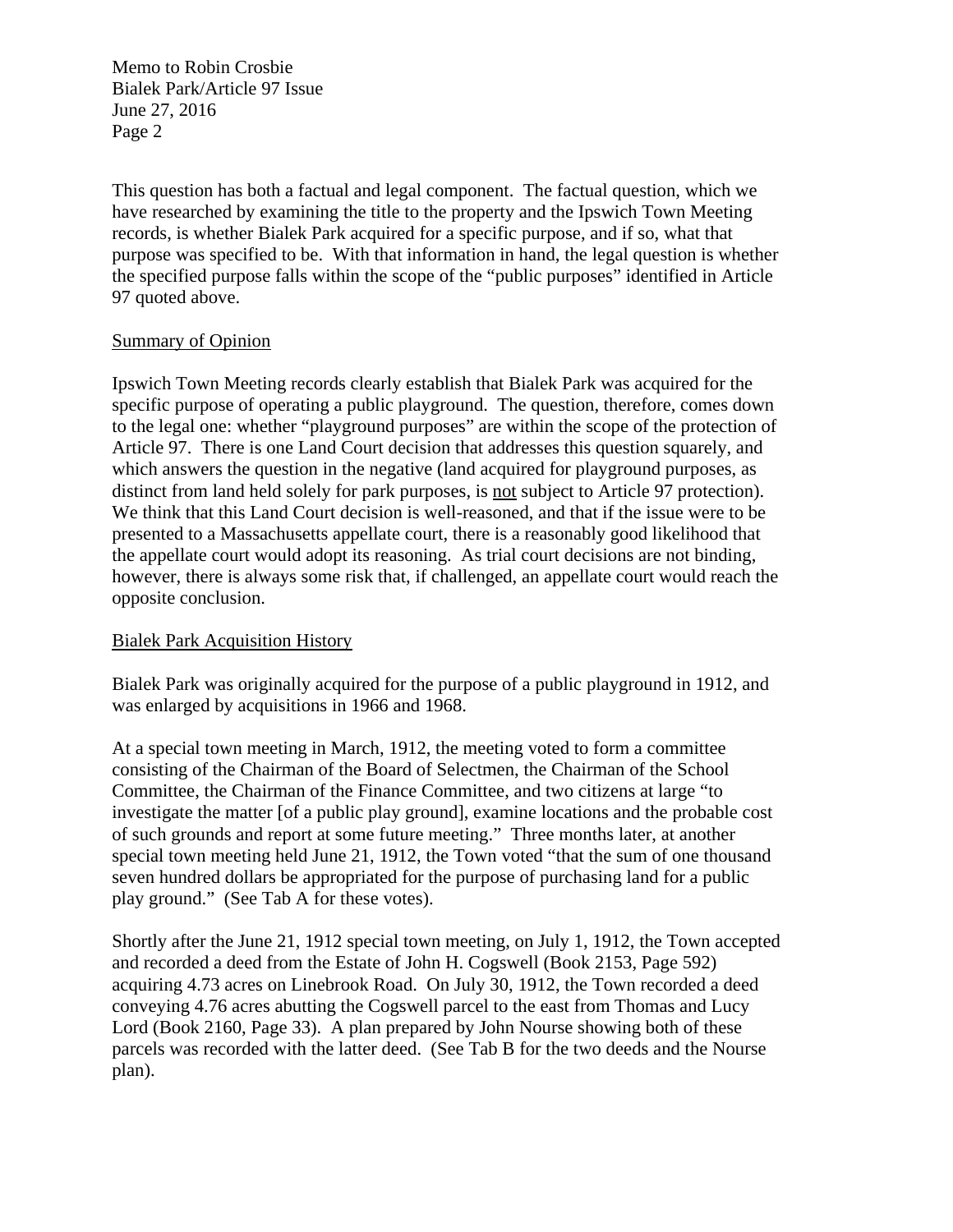This question has both a factual and legal component. The factual question, which we have researched by examining the title to the property and the Ipswich Town Meeting records, is whether Bialek Park acquired for a specific purpose, and if so, what that purpose was specified to be. With that information in hand, the legal question is whether the specified purpose falls within the scope of the "public purposes" identified in Article 97 quoted above.

## Summary of Opinion

Ipswich Town Meeting records clearly establish that Bialek Park was acquired for the specific purpose of operating a public playground. The question, therefore, comes down to the legal one: whether "playground purposes" are within the scope of the protection of Article 97. There is one Land Court decision that addresses this question squarely, and which answers the question in the negative (land acquired for playground purposes, as distinct from land held solely for park purposes, is not subject to Article 97 protection). We think that this Land Court decision is well-reasoned, and that if the issue were to be presented to a Massachusetts appellate court, there is a reasonably good likelihood that the appellate court would adopt its reasoning. As trial court decisions are not binding, however, there is always some risk that, if challenged, an appellate court would reach the opposite conclusion.

## Bialek Park Acquisition History

Bialek Park was originally acquired for the purpose of a public playground in 1912, and was enlarged by acquisitions in 1966 and 1968.

At a special town meeting in March, 1912, the meeting voted to form a committee consisting of the Chairman of the Board of Selectmen, the Chairman of the School Committee, the Chairman of the Finance Committee, and two citizens at large "to investigate the matter [of a public play ground], examine locations and the probable cost of such grounds and report at some future meeting." Three months later, at another special town meeting held June 21, 1912, the Town voted "that the sum of one thousand seven hundred dollars be appropriated for the purpose of purchasing land for a public play ground." (See Tab A for these votes).

Shortly after the June 21, 1912 special town meeting, on July 1, 1912, the Town accepted and recorded a deed from the Estate of John H. Cogswell (Book 2153, Page 592) acquiring 4.73 acres on Linebrook Road. On July 30, 1912, the Town recorded a deed conveying 4.76 acres abutting the Cogswell parcel to the east from Thomas and Lucy Lord (Book 2160, Page 33). A plan prepared by John Nourse showing both of these parcels was recorded with the latter deed. (See Tab B for the two deeds and the Nourse plan).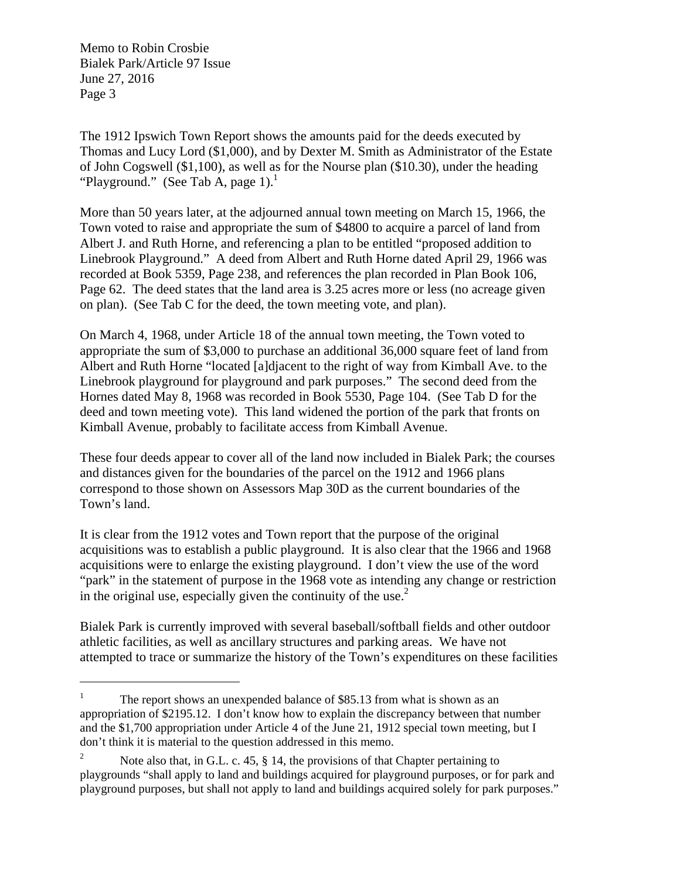The 1912 Ipswich Town Report shows the amounts paid for the deeds executed by Thomas and Lucy Lord ($1,000), and by Dexter M. Smith as Administrator of the Estate of John Cogswell ($1,100), as well as for the Nourse plan ($10.30), under the heading "Playground." (See Tab A, page 1).[1]

More than 50 years later, at the adjourned annual town meeting on March 15, 1966, the Town voted to raise and appropriate the sum of $4800 to acquire a parcel of land from Albert J. and Ruth Horne, and referencing a plan to be entitled "proposed addition to Linebrook Playground." A deed from Albert and Ruth Horne dated April 29, 1966 was recorded at Book 5359, Page 238, and references the plan recorded in Plan Book 106, Page 62. The deed states that the land area is 3.25 acres more or less (no acreage given on plan). (See Tab C for the deed, the town meeting vote, and plan).

On March 4, 1968, under Article 18 of the annual town meeting, the Town voted to appropriate the sum of $3,000 to purchase an additional 36,000 square feet of land from Albert and Ruth Horne "located [a]djacent to the right of way from Kimball Ave. to the Linebrook playground for playground and park purposes." The second deed from the Hornes dated May 8, 1968 was recorded in Book 5530, Page 104. (See Tab D for the deed and town meeting vote). This land widened the portion of the park that fronts on Kimball Avenue, probably to facilitate access from Kimball Avenue.

These four deeds appear to cover all of the land now included in Bialek Park; the courses and distances given for the boundaries of the parcel on the 1912 and 1966 plans correspond to those shown on Assessors Map 30D as the current boundaries of the Town's land.

It is clear from the 1912 votes and Town report that the purpose of the original acquisitions was to establish a public playground. It is also clear that the 1966 and 1968 acquisitions were to enlarge the existing playground. I don't view the use of the word "park" in the statement of purpose in the 1968 vote as intending any change or restriction in the original use, especially given the continuity of the use.[2]

Bialek Park is currently improved with several baseball/softball fields and other outdoor athletic facilities, as well as ancillary structures and parking areas. We have not attempted to trace or summarize the history of the Town's expenditures on these facilities

---

[1] The report shows an unexpended balance of $85.13 from what is shown as an appropriation of $2195.12. I don't know how to explain the discrepancy between that number and the $1,700 appropriation under Article 4 of the June 21, 1912 special town meeting, but I don't think it is material to the question addressed in this memo.

[2] Note also that, in G.L. c. 45, § 14, the provisions of that Chapter pertaining to playgrounds "shall apply to land and buildings acquired for playground purposes, or for park and playground purposes, but shall not apply to land and buildings acquired solely for park purposes."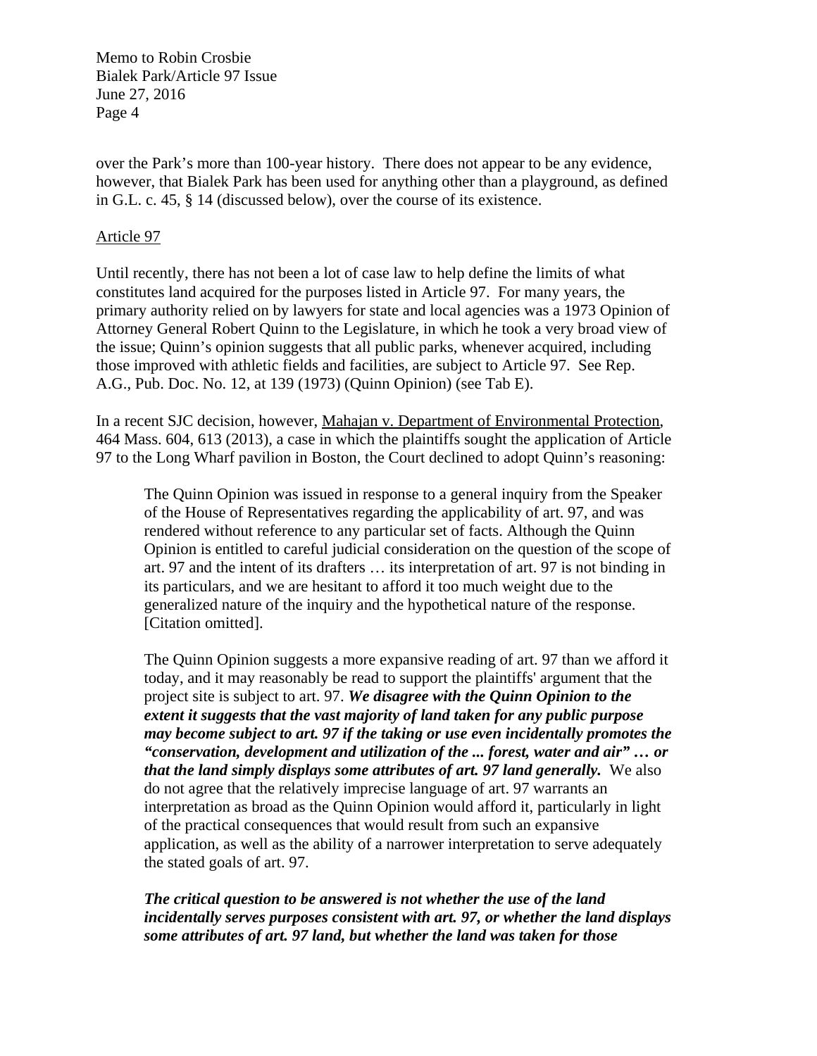over the Park's more than 100-year history. There does not appear to be any evidence, however, that Bialek Park has been used for anything other than a playground, as defined in G.L. c. 45, § 14 (discussed below), over the course of its existence.

## Article 97

Until recently, there has not been a lot of case law to help define the limits of what constitutes land acquired for the purposes listed in Article 97. For many years, the primary authority relied on by lawyers for state and local agencies was a 1973 Opinion of Attorney General Robert Quinn to the Legislature, in which he took a very broad view of the issue; Quinn's opinion suggests that all public parks, whenever acquired, including those improved with athletic fields and facilities, are subject to Article 97. See Rep. A.G., Pub. Doc. No. 12, at 139 (1973) (Quinn Opinion) (see Tab E).

In a recent SJC decision, however, Mahajan v. Department of Environmental Protection, 464 Mass. 604, 613 (2013), a case in which the plaintiffs sought the application of Article 97 to the Long Wharf pavilion in Boston, the Court declined to adopt Quinn's reasoning:

> The Quinn Opinion was issued in response to a general inquiry from the Speaker of the House of Representatives regarding the applicability of art. 97, and was rendered without reference to any particular set of facts. Although the Quinn Opinion is entitled to careful judicial consideration on the question of the scope of art. 97 and the intent of its drafters … its interpretation of art. 97 is not binding in its particulars, and we are hesitant to afford it too much weight due to the generalized nature of the inquiry and the hypothetical nature of the response. [Citation omitted].
>
> The Quinn Opinion suggests a more expansive reading of art. 97 than we afford it today, and it may reasonably be read to support the plaintiffs' argument that the project site is subject to art. 97. ***We disagree with the Quinn Opinion to the extent it suggests that the vast majority of land taken for any public purpose may become subject to art. 97 if the taking or use even incidentally promotes the "conservation, development and utilization of the ... forest, water and air" … or that the land simply displays some attributes of art. 97 land generally.*** We also do not agree that the relatively imprecise language of art. 97 warrants an interpretation as broad as the Quinn Opinion would afford it, particularly in light of the practical consequences that would result from such an expansive application, as well as the ability of a narrower interpretation to serve adequately the stated goals of art. 97.
>
> ***The critical question to be answered is not whether the use of the land incidentally serves purposes consistent with art. 97, or whether the land displays some attributes of art. 97 land, but whether the land was taken for those***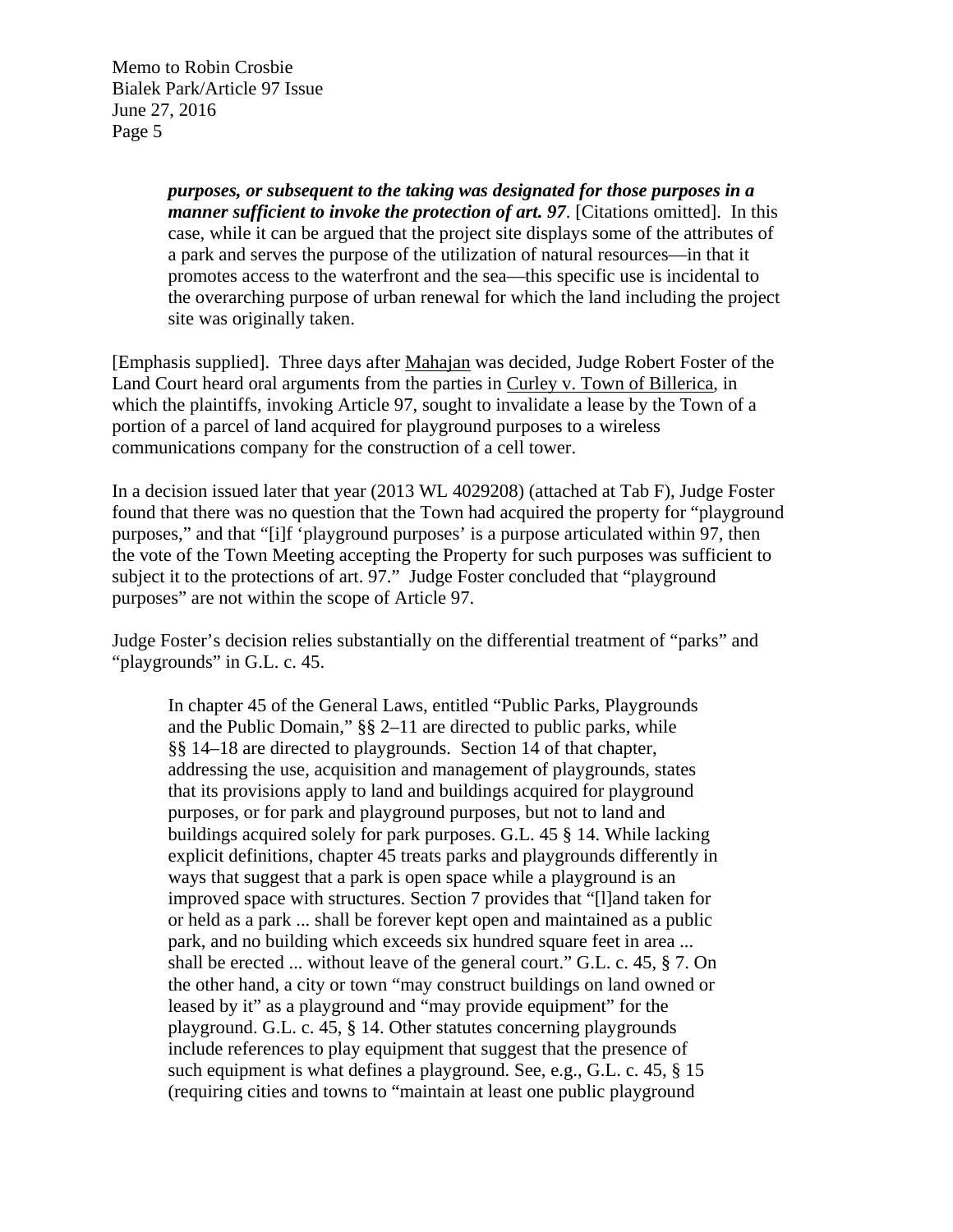> ***purposes, or subsequent to the taking was designated for those purposes in a manner sufficient to invoke the protection of art. 97***. [Citations omitted]. In this case, while it can be argued that the project site displays some of the attributes of a park and serves the purpose of the utilization of natural resources—in that it promotes access to the waterfront and the sea—this specific use is incidental to the overarching purpose of urban renewal for which the land including the project site was originally taken.

[Emphasis supplied]. Three days after Mahajan was decided, Judge Robert Foster of the Land Court heard oral arguments from the parties in Curley v. Town of Billerica, in which the plaintiffs, invoking Article 97, sought to invalidate a lease by the Town of a portion of a parcel of land acquired for playground purposes to a wireless communications company for the construction of a cell tower.

In a decision issued later that year (2013 WL 4029208) (attached at Tab F), Judge Foster found that there was no question that the Town had acquired the property for "playground purposes," and that "[i]f 'playground purposes' is a purpose articulated within 97, then the vote of the Town Meeting accepting the Property for such purposes was sufficient to subject it to the protections of art. 97." Judge Foster concluded that "playground purposes" are not within the scope of Article 97.

Judge Foster's decision relies substantially on the differential treatment of "parks" and "playgrounds" in G.L. c. 45.

> In chapter 45 of the General Laws, entitled "Public Parks, Playgrounds and the Public Domain," §§ 2–11 are directed to public parks, while §§ 14–18 are directed to playgrounds. Section 14 of that chapter, addressing the use, acquisition and management of playgrounds, states that its provisions apply to land and buildings acquired for playground purposes, or for park and playground purposes, but not to land and buildings acquired solely for park purposes. G.L. 45 § 14. While lacking explicit definitions, chapter 45 treats parks and playgrounds differently in ways that suggest that a park is open space while a playground is an improved space with structures. Section 7 provides that "[l]and taken for or held as a park ... shall be forever kept open and maintained as a public park, and no building which exceeds six hundred square feet in area ... shall be erected ... without leave of the general court." G.L. c. 45, § 7. On the other hand, a city or town "may construct buildings on land owned or leased by it" as a playground and "may provide equipment" for the playground. G.L. c. 45, § 14. Other statutes concerning playgrounds include references to play equipment that suggest that the presence of such equipment is what defines a playground. See, e.g., G.L. c. 45, § 15 (requiring cities and towns to "maintain at least one public playground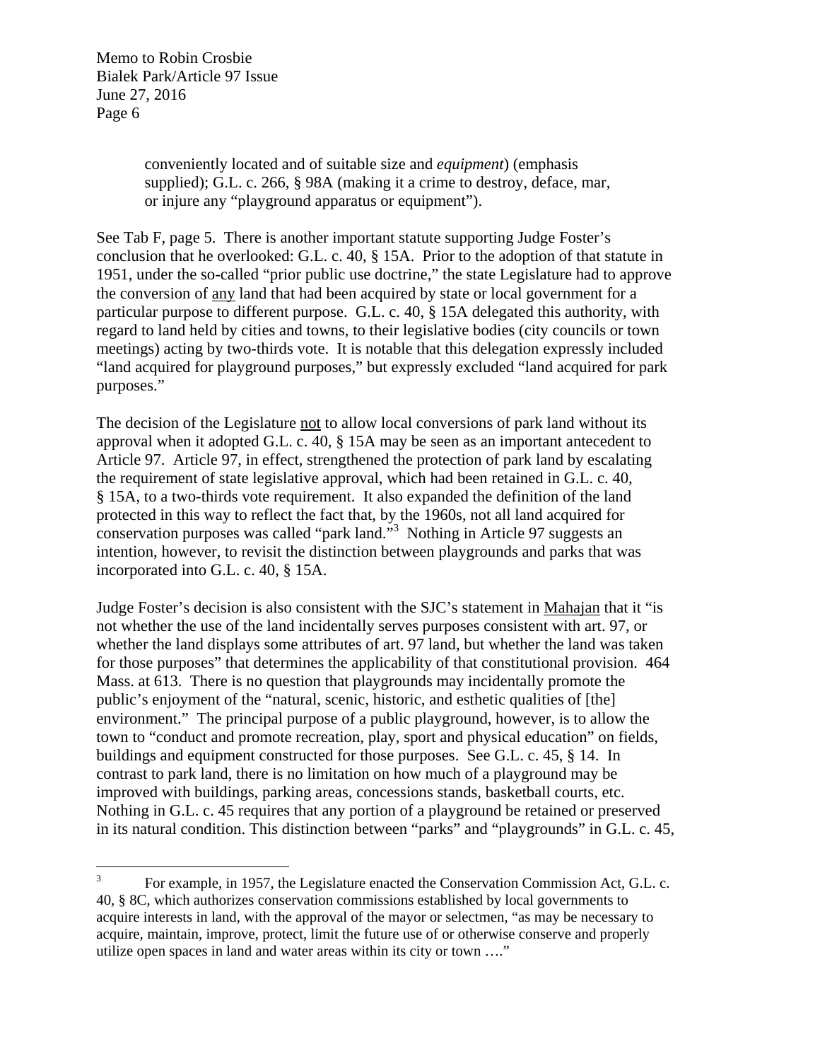> conveniently located and of suitable size and *equipment*) (emphasis supplied); G.L. c. 266, § 98A (making it a crime to destroy, deface, mar, or injure any "playground apparatus or equipment").

See Tab F, page 5. There is another important statute supporting Judge Foster's conclusion that he overlooked: G.L. c. 40, § 15A. Prior to the adoption of that statute in 1951, under the so-called "prior public use doctrine," the state Legislature had to approve the conversion of <u>any</u> land that had been acquired by state or local government for a particular purpose to different purpose. G.L. c. 40, § 15A delegated this authority, with regard to land held by cities and towns, to their legislative bodies (city councils or town meetings) acting by two-thirds vote. It is notable that this delegation expressly included "land acquired for playground purposes," but expressly excluded "land acquired for park purposes."

The decision of the Legislature <u>not</u> to allow local conversions of park land without its approval when it adopted G.L. c. 40, § 15A may be seen as an important antecedent to Article 97. Article 97, in effect, strengthened the protection of park land by escalating the requirement of state legislative approval, which had been retained in G.L. c. 40, § 15A, to a two-thirds vote requirement. It also expanded the definition of the land protected in this way to reflect the fact that, by the 1960s, not all land acquired for conservation purposes was called "park land."[3] Nothing in Article 97 suggests an intention, however, to revisit the distinction between playgrounds and parks that was incorporated into G.L. c. 40, § 15A.

Judge Foster's decision is also consistent with the SJC's statement in <u>Mahajan</u> that it "is not whether the use of the land incidentally serves purposes consistent with art. 97, or whether the land displays some attributes of art. 97 land, but whether the land was taken for those purposes" that determines the applicability of that constitutional provision. 464 Mass. at 613. There is no question that playgrounds may incidentally promote the public's enjoyment of the "natural, scenic, historic, and esthetic qualities of [the] environment." The principal purpose of a public playground, however, is to allow the town to "conduct and promote recreation, play, sport and physical education" on fields, buildings and equipment constructed for those purposes. See G.L. c. 45, § 14. In contrast to park land, there is no limitation on how much of a playground may be improved with buildings, parking areas, concessions stands, basketball courts, etc. Nothing in G.L. c. 45 requires that any portion of a playground be retained or preserved in its natural condition. This distinction between "parks" and "playgrounds" in G.L. c. 45,

---

[3] For example, in 1957, the Legislature enacted the Conservation Commission Act, G.L. c. 40, § 8C, which authorizes conservation commissions established by local governments to acquire interests in land, with the approval of the mayor or selectmen, "as may be necessary to acquire, maintain, improve, protect, limit the future use of or otherwise conserve and properly utilize open spaces in land and water areas within its city or town …."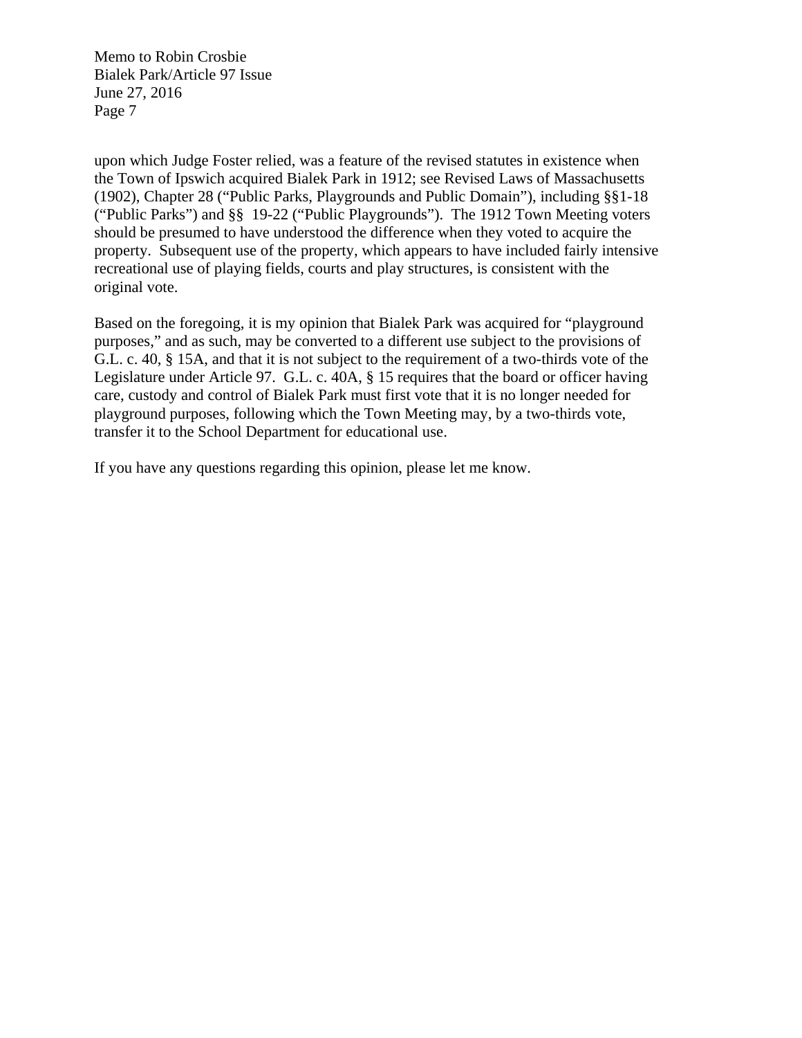upon which Judge Foster relied, was a feature of the revised statutes in existence when the Town of Ipswich acquired Bialek Park in 1912; see Revised Laws of Massachusetts (1902), Chapter 28 ("Public Parks, Playgrounds and Public Domain"), including §§1-18 ("Public Parks") and §§ 19-22 ("Public Playgrounds"). The 1912 Town Meeting voters should be presumed to have understood the difference when they voted to acquire the property. Subsequent use of the property, which appears to have included fairly intensive recreational use of playing fields, courts and play structures, is consistent with the original vote.

Based on the foregoing, it is my opinion that Bialek Park was acquired for "playground purposes," and as such, may be converted to a different use subject to the provisions of G.L. c. 40, § 15A, and that it is not subject to the requirement of a two-thirds vote of the Legislature under Article 97. G.L. c. 40A, § 15 requires that the board or officer having care, custody and control of Bialek Park must first vote that it is no longer needed for playground purposes, following which the Town Meeting may, by a two-thirds vote, transfer it to the School Department for educational use.

If you have any questions regarding this opinion, please let me know.